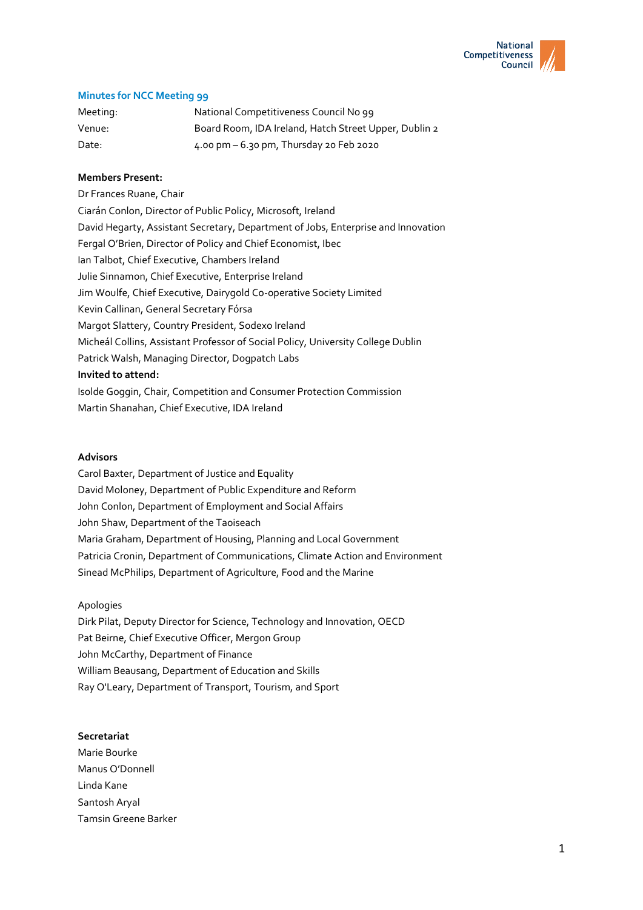## Minutes for NCC Meeting 99

| | |
|---|---|
| Meeting: | National Competitiveness Council No 99 |
| Venue: | Board Room, IDA Ireland, Hatch Street Upper, Dublin 2 |
| Date: | 4.00 pm – 6.30 pm, Thursday 20 Feb 2020 |

**Members Present:**

Dr Frances Ruane, Chair
Ciarán Conlon, Director of Public Policy, Microsoft, Ireland
David Hegarty, Assistant Secretary, Department of Jobs, Enterprise and Innovation
Fergal O'Brien, Director of Policy and Chief Economist, Ibec
Ian Talbot, Chief Executive, Chambers Ireland
Julie Sinnamon, Chief Executive, Enterprise Ireland
Jim Woulfe, Chief Executive, Dairygold Co-operative Society Limited
Kevin Callinan, General Secretary Fórsa
Margot Slattery, Country President, Sodexo Ireland
Micheál Collins, Assistant Professor of Social Policy, University College Dublin
Patrick Walsh, Managing Director, Dogpatch Labs

**Invited to attend:**

Isolde Goggin, Chair, Competition and Consumer Protection Commission
Martin Shanahan, Chief Executive, IDA Ireland

**Advisors**

Carol Baxter, Department of Justice and Equality
David Moloney, Department of Public Expenditure and Reform
John Conlon, Department of Employment and Social Affairs
John Shaw, Department of the Taoiseach
Maria Graham, Department of Housing, Planning and Local Government
Patricia Cronin, Department of Communications, Climate Action and Environment
Sinead McPhilips, Department of Agriculture, Food and the Marine

Apologies

Dirk Pilat, Deputy Director for Science, Technology and Innovation, OECD
Pat Beirne, Chief Executive Officer, Mergon Group
John McCarthy, Department of Finance
William Beausang, Department of Education and Skills
Ray O'Leary, Department of Transport, Tourism, and Sport

**Secretariat**

Marie Bourke
Manus O'Donnell
Linda Kane
Santosh Aryal
Tamsin Greene Barker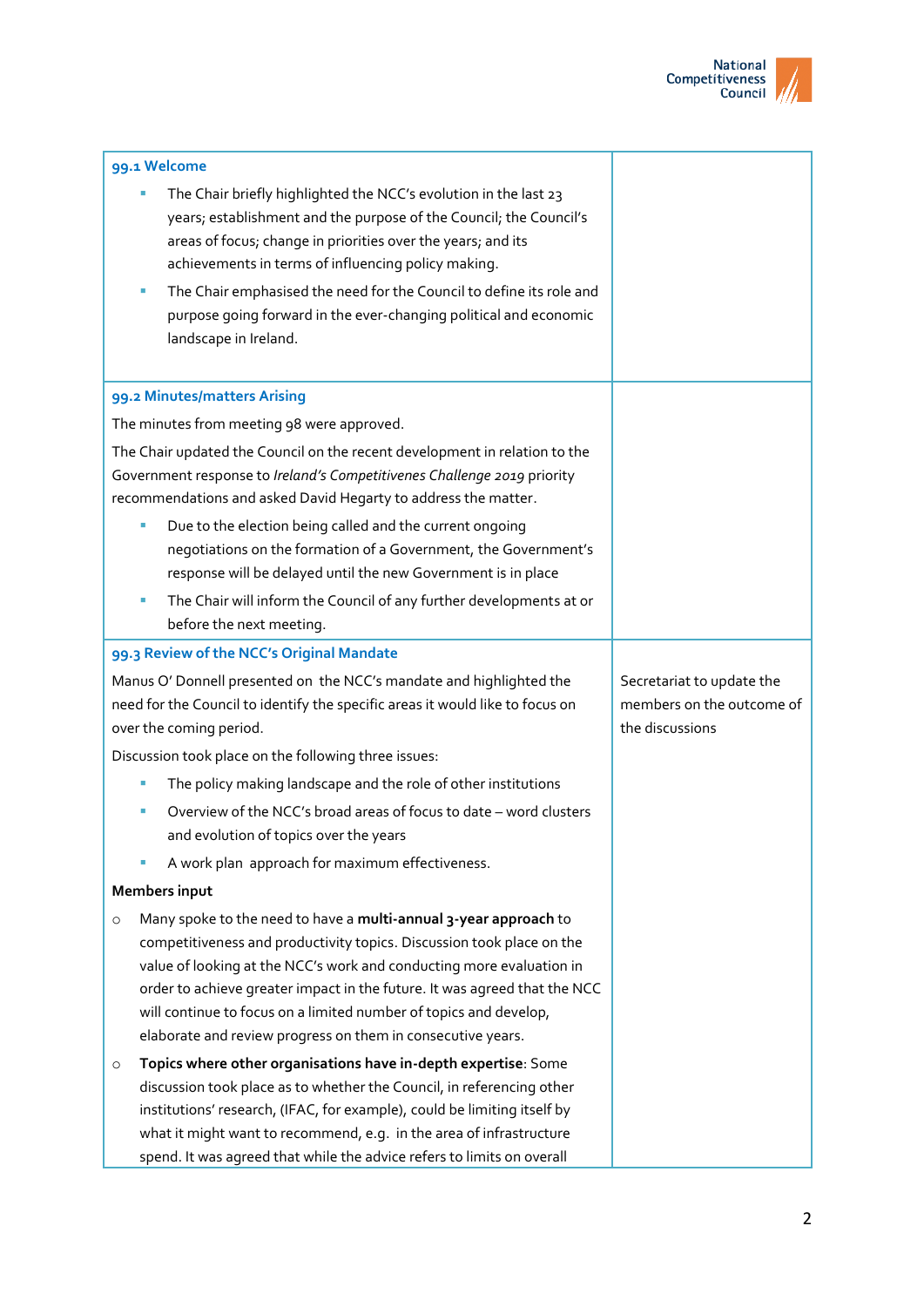| | |
|---|---|
| **99.1 Welcome**<br>▪ The Chair briefly highlighted the NCC's evolution in the last 23 years; establishment and the purpose of the Council; the Council's areas of focus; change in priorities over the years; and its achievements in terms of influencing policy making.<br>▪ The Chair emphasised the need for the Council to define its role and purpose going forward in the ever-changing political and economic landscape in Ireland. | |
| **99.2 Minutes/matters Arising**<br>The minutes from meeting 98 were approved.<br>The Chair updated the Council on the recent development in relation to the Government response to *Ireland's Competitivenes Challenge 2019* priority recommendations and asked David Hegarty to address the matter.<br>▪ Due to the election being called and the current ongoing negotiations on the formation of a Government, the Government's response will be delayed until the new Government is in place<br>▪ The Chair will inform the Council of any further developments at or before the next meeting. | |
| **99.3 Review of the NCC's Original Mandate**<br>Manus O' Donnell presented on the NCC's mandate and highlighted the need for the Council to identify the specific areas it would like to focus on over the coming period.<br>Discussion took place on the following three issues:<br>▪ The policy making landscape and the role of other institutions<br>▪ Overview of the NCC's broad areas of focus to date – word clusters and evolution of topics over the years<br>▪ A work plan approach for maximum effectiveness.<br>**Members input**<br>○ Many spoke to the need to have a **multi-annual 3-year approach** to competitiveness and productivity topics. Discussion took place on the value of looking at the NCC's work and conducting more evaluation in order to achieve greater impact in the future. It was agreed that the NCC will continue to focus on a limited number of topics and develop, elaborate and review progress on them in consecutive years.<br>○ **Topics where other organisations have in-depth expertise**: Some discussion took place as to whether the Council, in referencing other institutions' research, (IFAC, for example), could be limiting itself by what it might want to recommend, e.g. in the area of infrastructure spend. It was agreed that while the advice refers to limits on overall | Secretariat to update the members on the outcome of the discussions |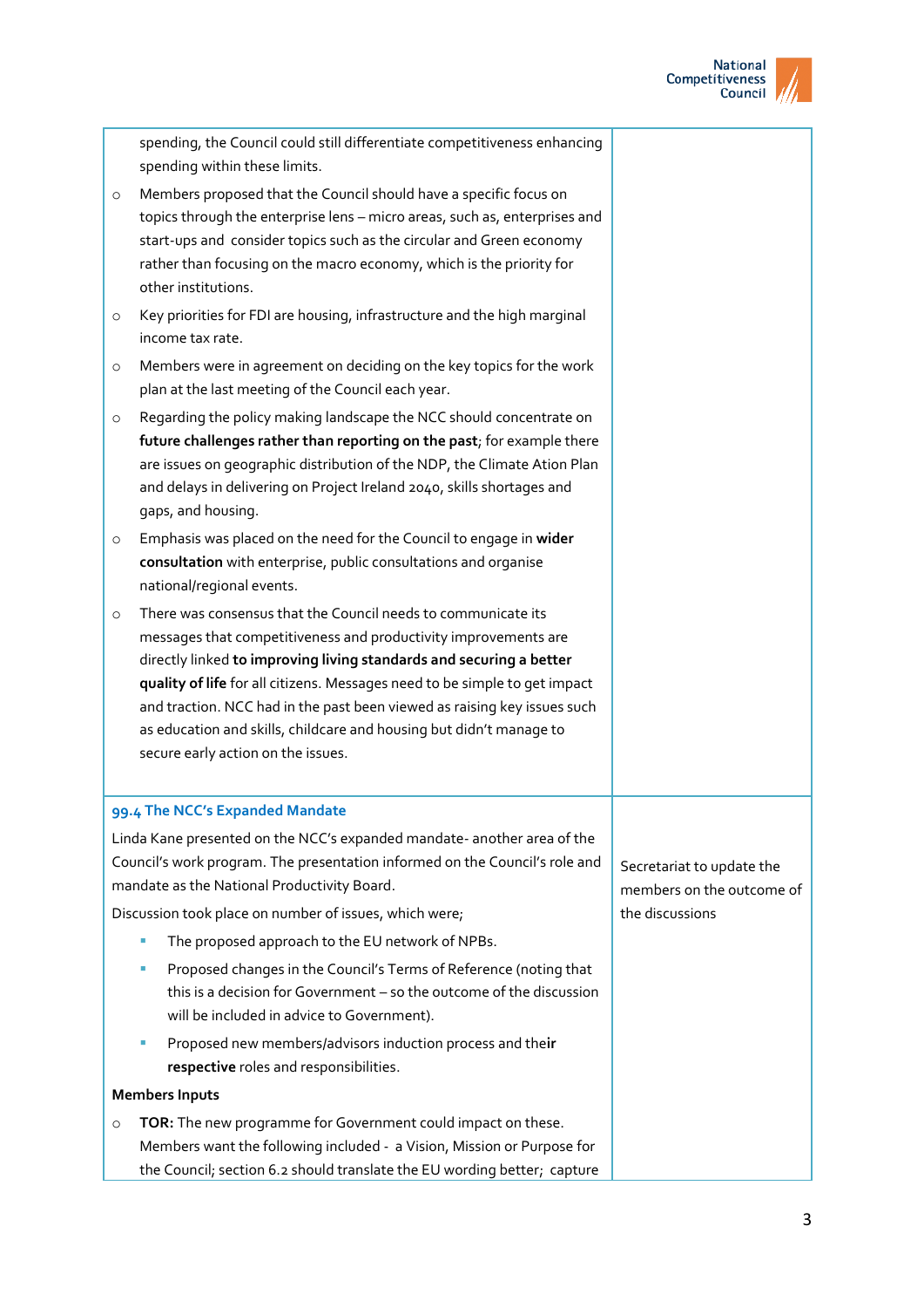| | |
|---|---|
| spending, the Council could still differentiate competitiveness enhancing spending within these limits.<br>○ Members proposed that the Council should have a specific focus on topics through the enterprise lens – micro areas, such as, enterprises and start-ups and consider topics such as the circular and Green economy rather than focusing on the macro economy, which is the priority for other institutions.<br>○ Key priorities for FDI are housing, infrastructure and the high marginal income tax rate.<br>○ Members were in agreement on deciding on the key topics for the work plan at the last meeting of the Council each year.<br>○ Regarding the policy making landscape the NCC should concentrate on **future challenges rather than reporting on the past**; for example there are issues on geographic distribution of the NDP, the Climate Ation Plan and delays in delivering on Project Ireland 2040, skills shortages and gaps, and housing.<br>○ Emphasis was placed on the need for the Council to engage in **wider consultation** with enterprise, public consultations and organise national/regional events.<br>○ There was consensus that the Council needs to communicate its messages that competitiveness and productivity improvements are directly linked **to improving living standards and securing a better quality of life** for all citizens. Messages need to be simple to get impact and traction. NCC had in the past been viewed as raising key issues such as education and skills, childcare and housing but didn't manage to secure early action on the issues. | |
| **99.4 The NCC's Expanded Mandate**<br>Linda Kane presented on the NCC's expanded mandate- another area of the Council's work program. The presentation informed on the Council's role and mandate as the National Productivity Board.<br>Discussion took place on number of issues, which were;<br>▪ The proposed approach to the EU network of NPBs.<br>▪ Proposed changes in the Council's Terms of Reference (noting that this is a decision for Government – so the outcome of the discussion will be included in advice to Government).<br>▪ Proposed new members/advisors induction process and their **respective** roles and responsibilities.<br>**Members Inputs**<br>○ **TOR:** The new programme for Government could impact on these. Members want the following included - a Vision, Mission or Purpose for the Council; section 6.2 should translate the EU wording better; capture | Secretariat to update the members on the outcome of the discussions |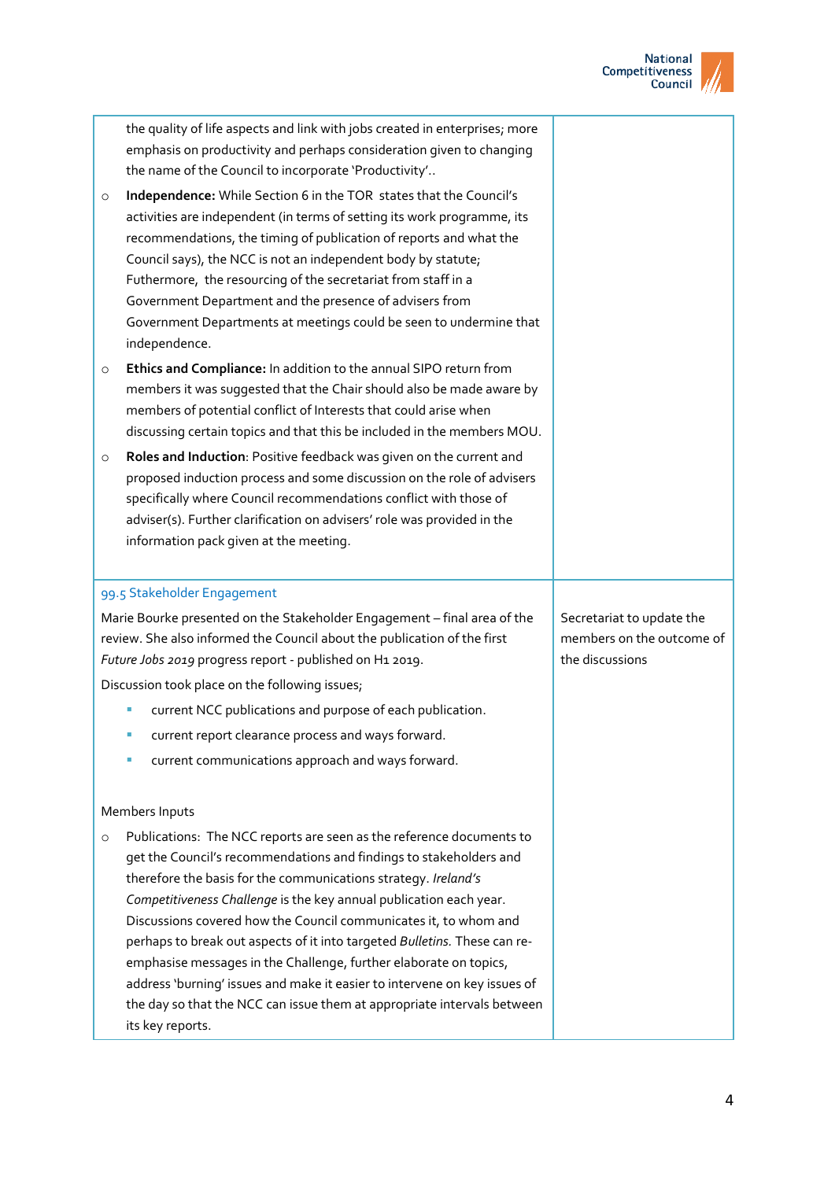| | |
|---|---|
| the quality of life aspects and link with jobs created in enterprises; more emphasis on productivity and perhaps consideration given to changing the name of the Council to incorporate 'Productivity'..<br><br>○ **Independence:** While Section 6 in the TOR states that the Council's activities are independent (in terms of setting its work programme, its recommendations, the timing of publication of reports and what the Council says), the NCC is not an independent body by statute; Futhermore, the resourcing of the secretariat from staff in a Government Department and the presence of advisers from Government Departments at meetings could be seen to undermine that independence.<br><br>○ **Ethics and Compliance:** In addition to the annual SIPO return from members it was suggested that the Chair should also be made aware by members of potential conflict of Interests that could arise when discussing certain topics and that this be included in the members MOU.<br><br>○ **Roles and Induction**: Positive feedback was given on the current and proposed induction process and some discussion on the role of advisers specifically where Council recommendations conflict with those of adviser(s). Further clarification on advisers' role was provided in the information pack given at the meeting. | |
| 99.5 Stakeholder Engagement<br><br>Marie Bourke presented on the Stakeholder Engagement – final area of the review. She also informed the Council about the publication of the first *Future Jobs 2019* progress report - published on H1 2019.<br><br>Discussion took place on the following issues;<br><br>▪ current NCC publications and purpose of each publication.<br>▪ current report clearance process and ways forward.<br>▪ current communications approach and ways forward.<br><br>Members Inputs<br><br>○ Publications: The NCC reports are seen as the reference documents to get the Council's recommendations and findings to stakeholders and therefore the basis for the communications strategy. *Ireland's Competitiveness Challenge* is the key annual publication each year. Discussions covered how the Council communicates it, to whom and perhaps to break out aspects of it into targeted *Bulletins*. These can re-emphasise messages in the Challenge, further elaborate on topics, address 'burning' issues and make it easier to intervene on key issues of the day so that the NCC can issue them at appropriate intervals between its key reports. | Secretariat to update the members on the outcome of the discussions |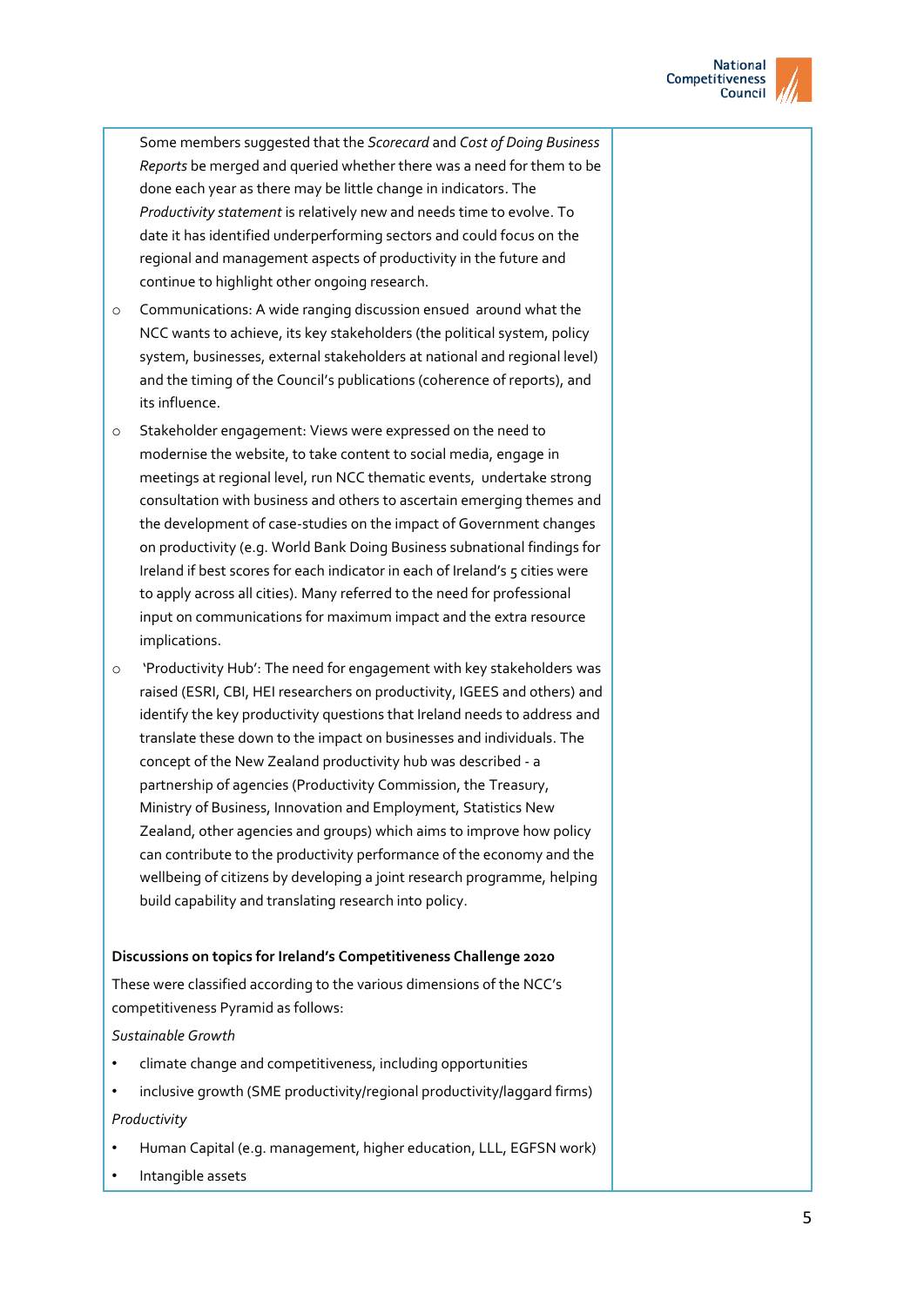Some members suggested that the *Scorecard* and *Cost of Doing Business Reports* be merged and queried whether there was a need for them to be done each year as there may be little change in indicators. The *Productivity statement* is relatively new and needs time to evolve. To date it has identified underperforming sectors and could focus on the regional and management aspects of productivity in the future and continue to highlight other ongoing research.

- Communications: A wide ranging discussion ensued around what the NCC wants to achieve, its key stakeholders (the political system, policy system, businesses, external stakeholders at national and regional level) and the timing of the Council's publications (coherence of reports), and its influence.
- Stakeholder engagement: Views were expressed on the need to modernise the website, to take content to social media, engage in meetings at regional level, run NCC thematic events, undertake strong consultation with business and others to ascertain emerging themes and the development of case-studies on the impact of Government changes on productivity (e.g. World Bank Doing Business subnational findings for Ireland if best scores for each indicator in each of Ireland's 5 cities were to apply across all cities). Many referred to the need for professional input on communications for maximum impact and the extra resource implications.
- 'Productivity Hub': The need for engagement with key stakeholders was raised (ESRI, CBI, HEI researchers on productivity, IGEES and others) and identify the key productivity questions that Ireland needs to address and translate these down to the impact on businesses and individuals. The concept of the New Zealand productivity hub was described - a partnership of agencies (Productivity Commission, the Treasury, Ministry of Business, Innovation and Employment, Statistics New Zealand, other agencies and groups) which aims to improve how policy can contribute to the productivity performance of the economy and the wellbeing of citizens by developing a joint research programme, helping build capability and translating research into policy.

**Discussions on topics for Ireland's Competitiveness Challenge 2020**

These were classified according to the various dimensions of the NCC's competitiveness Pyramid as follows:

*Sustainable Growth*

- climate change and competitiveness, including opportunities
- inclusive growth (SME productivity/regional productivity/laggard firms)

*Productivity*

- Human Capital (e.g. management, higher education, LLL, EGFSN work)
- Intangible assets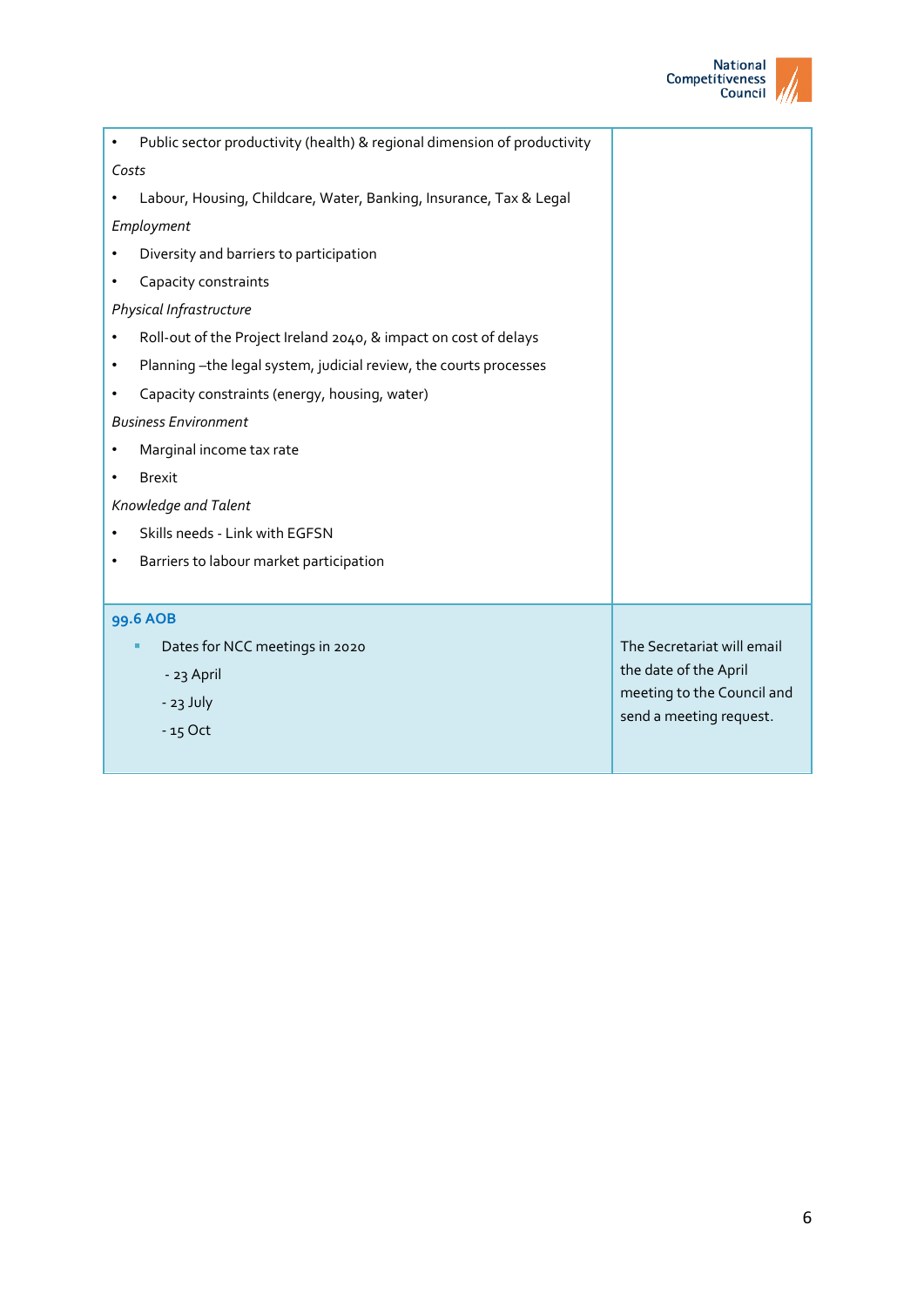| | |
|---|---|
| • Public sector productivity (health) & regional dimension of productivity<br>*Costs*<br>• Labour, Housing, Childcare, Water, Banking, Insurance, Tax & Legal<br>*Employment*<br>• Diversity and barriers to participation<br>• Capacity constraints<br>*Physical Infrastructure*<br>• Roll-out of the Project Ireland 2040, & impact on cost of delays<br>• Planning –the legal system, judicial review, the courts processes<br>• Capacity constraints (energy, housing, water)<br>*Business Environment*<br>• Marginal income tax rate<br>• Brexit<br>*Knowledge and Talent*<br>• Skills needs - Link with EGFSN<br>• Barriers to labour market participation | |
| **99.6 AOB**<br>• Dates for NCC meetings in 2020<br>- 23 April<br>- 23 July<br>- 15 Oct | The Secretariat will email the date of the April meeting to the Council and send a meeting request. |